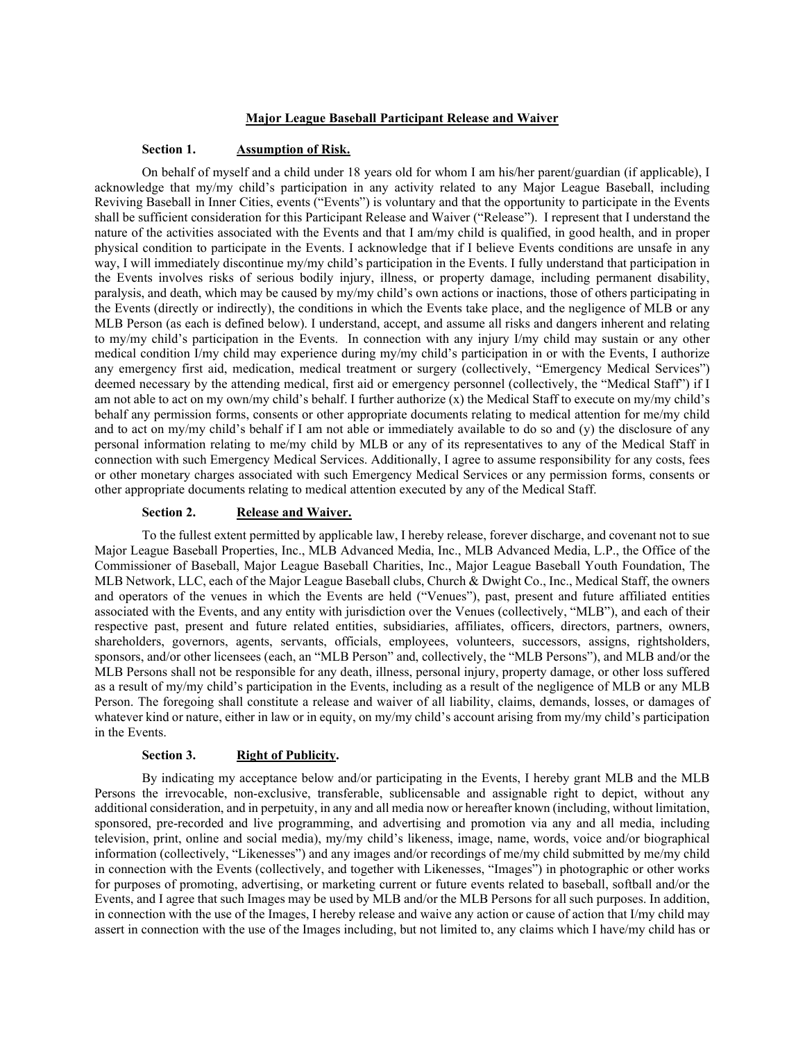**Major League Baseball Participant Release and Waiver**

**Section 1. Assumption of Risk.**

On behalf of myself and a child under 18 years old for whom I am his/her parent/guardian (if applicable), I acknowledge that my/my child's participation in any activity related to any Major League Baseball, including Reviving Baseball in Inner Cities, events ("Events") is voluntary and that the opportunity to participate in the Events shall be sufficient consideration for this Participant Release and Waiver ("Release"). I represent that I understand the nature of the activities associated with the Events and that I am/my child is qualified, in good health, and in proper physical condition to participate in the Events. I acknowledge that if I believe Events conditions are unsafe in any way, I will immediately discontinue my/my child's participation in the Events. I fully understand that participation in the Events involves risks of serious bodily injury, illness, or property damage, including permanent disability, paralysis, and death, which may be caused by my/my child's own actions or inactions, those of others participating in the Events (directly or indirectly), the conditions in which the Events take place, and the negligence of MLB or any MLB Person (as each is defined below). I understand, accept, and assume all risks and dangers inherent and relating to my/my child's participation in the Events. In connection with any injury I/my child may sustain or any other medical condition I/my child may experience during my/my child's participation in or with the Events, I authorize any emergency first aid, medication, medical treatment or surgery (collectively, "Emergency Medical Services") deemed necessary by the attending medical, first aid or emergency personnel (collectively, the "Medical Staff") if I am not able to act on my own/my child's behalf. I further authorize (x) the Medical Staff to execute on my/my child's behalf any permission forms, consents or other appropriate documents relating to medical attention for me/my child and to act on my/my child's behalf if I am not able or immediately available to do so and (y) the disclosure of any personal information relating to me/my child by MLB or any of its representatives to any of the Medical Staff in connection with such Emergency Medical Services. Additionally, I agree to assume responsibility for any costs, fees or other monetary charges associated with such Emergency Medical Services or any permission forms, consents or other appropriate documents relating to medical attention executed by any of the Medical Staff.

**Section 2. Release and Waiver.**

To the fullest extent permitted by applicable law, I hereby release, forever discharge, and covenant not to sue Major League Baseball Properties, Inc., MLB Advanced Media, Inc., MLB Advanced Media, L.P., the Office of the Commissioner of Baseball, Major League Baseball Charities, Inc., Major League Baseball Youth Foundation, The MLB Network, LLC, each of the Major League Baseball clubs, Church & Dwight Co., Inc., Medical Staff, the owners and operators of the venues in which the Events are held ("Venues"), past, present and future affiliated entities associated with the Events, and any entity with jurisdiction over the Venues (collectively, "MLB"), and each of their respective past, present and future related entities, subsidiaries, affiliates, officers, directors, partners, owners, shareholders, governors, agents, servants, officials, employees, volunteers, successors, assigns, rightsholders, sponsors, and/or other licensees (each, an "MLB Person" and, collectively, the "MLB Persons"), and MLB and/or the MLB Persons shall not be responsible for any death, illness, personal injury, property damage, or other loss suffered as a result of my/my child's participation in the Events, including as a result of the negligence of MLB or any MLB Person. The foregoing shall constitute a release and waiver of all liability, claims, demands, losses, or damages of whatever kind or nature, either in law or in equity, on my/my child's account arising from my/my child's participation in the Events.

**Section 3. Right of Publicity.**

By indicating my acceptance below and/or participating in the Events, I hereby grant MLB and the MLB Persons the irrevocable, non-exclusive, transferable, sublicensable and assignable right to depict, without any additional consideration, and in perpetuity, in any and all media now or hereafter known (including, without limitation, sponsored, pre-recorded and live programming, and advertising and promotion via any and all media, including television, print, online and social media), my/my child's likeness, image, name, words, voice and/or biographical information (collectively, "Likenesses") and any images and/or recordings of me/my child submitted by me/my child in connection with the Events (collectively, and together with Likenesses, "Images") in photographic or other works for purposes of promoting, advertising, or marketing current or future events related to baseball, softball and/or the Events, and I agree that such Images may be used by MLB and/or the MLB Persons for all such purposes. In addition, in connection with the use of the Images, I hereby release and waive any action or cause of action that I/my child may assert in connection with the use of the Images including, but not limited to, any claims which I have/my child has or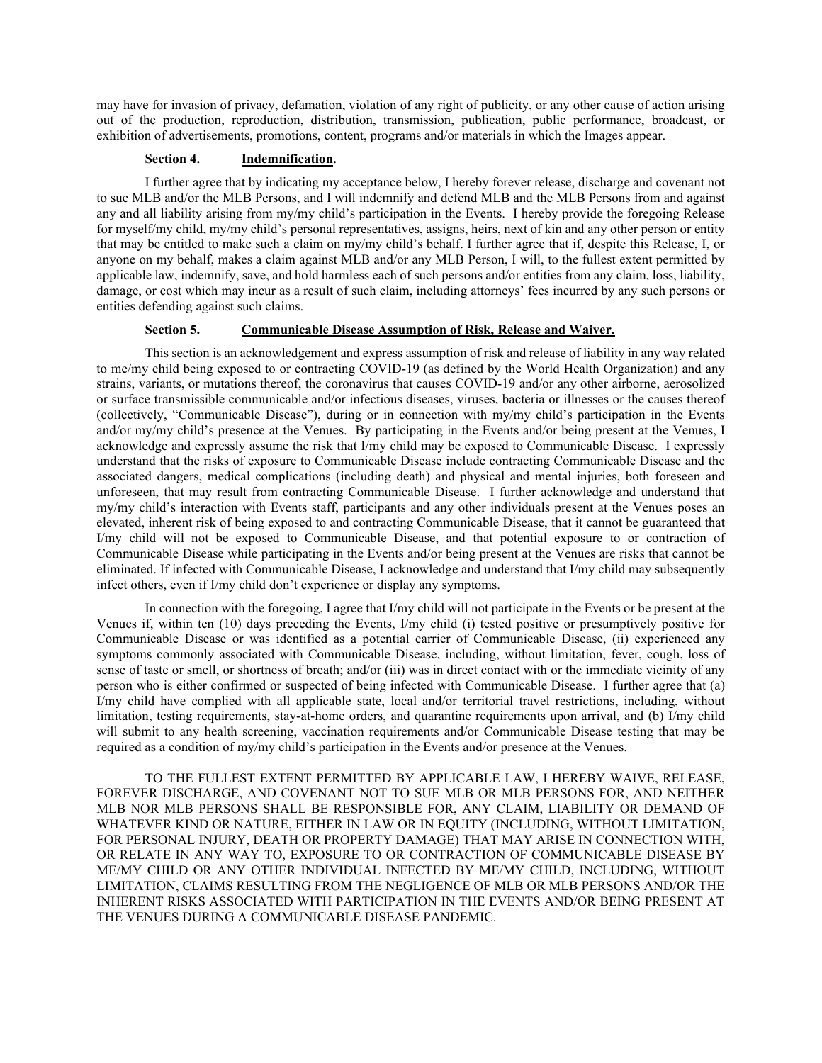may have for invasion of privacy, defamation, violation of any right of publicity, or any other cause of action arising out of the production, reproduction, distribution, transmission, publication, public performance, broadcast, or exhibition of advertisements, promotions, content, programs and/or materials in which the Images appear.

**Section 4. Indemnification.**

I further agree that by indicating my acceptance below, I hereby forever release, discharge and covenant not to sue MLB and/or the MLB Persons, and I will indemnify and defend MLB and the MLB Persons from and against any and all liability arising from my/my child's participation in the Events. I hereby provide the foregoing Release for myself/my child, my/my child's personal representatives, assigns, heirs, next of kin and any other person or entity that may be entitled to make such a claim on my/my child's behalf. I further agree that if, despite this Release, I, or anyone on my behalf, makes a claim against MLB and/or any MLB Person, I will, to the fullest extent permitted by applicable law, indemnify, save, and hold harmless each of such persons and/or entities from any claim, loss, liability, damage, or cost which may incur as a result of such claim, including attorneys' fees incurred by any such persons or entities defending against such claims.

**Section 5. Communicable Disease Assumption of Risk, Release and Waiver.**

This section is an acknowledgement and express assumption of risk and release of liability in any way related to me/my child being exposed to or contracting COVID-19 (as defined by the World Health Organization) and any strains, variants, or mutations thereof, the coronavirus that causes COVID-19 and/or any other airborne, aerosolized or surface transmissible communicable and/or infectious diseases, viruses, bacteria or illnesses or the causes thereof (collectively, "Communicable Disease"), during or in connection with my/my child's participation in the Events and/or my/my child's presence at the Venues. By participating in the Events and/or being present at the Venues, I acknowledge and expressly assume the risk that I/my child may be exposed to Communicable Disease. I expressly understand that the risks of exposure to Communicable Disease include contracting Communicable Disease and the associated dangers, medical complications (including death) and physical and mental injuries, both foreseen and unforeseen, that may result from contracting Communicable Disease. I further acknowledge and understand that my/my child's interaction with Events staff, participants and any other individuals present at the Venues poses an elevated, inherent risk of being exposed to and contracting Communicable Disease, that it cannot be guaranteed that I/my child will not be exposed to Communicable Disease, and that potential exposure to or contraction of Communicable Disease while participating in the Events and/or being present at the Venues are risks that cannot be eliminated. If infected with Communicable Disease, I acknowledge and understand that I/my child may subsequently infect others, even if I/my child don't experience or display any symptoms.

In connection with the foregoing, I agree that I/my child will not participate in the Events or be present at the Venues if, within ten (10) days preceding the Events, I/my child (i) tested positive or presumptively positive for Communicable Disease or was identified as a potential carrier of Communicable Disease, (ii) experienced any symptoms commonly associated with Communicable Disease, including, without limitation, fever, cough, loss of sense of taste or smell, or shortness of breath; and/or (iii) was in direct contact with or the immediate vicinity of any person who is either confirmed or suspected of being infected with Communicable Disease. I further agree that (a) I/my child have complied with all applicable state, local and/or territorial travel restrictions, including, without limitation, testing requirements, stay-at-home orders, and quarantine requirements upon arrival, and (b) I/my child will submit to any health screening, vaccination requirements and/or Communicable Disease testing that may be required as a condition of my/my child's participation in the Events and/or presence at the Venues.

TO THE FULLEST EXTENT PERMITTED BY APPLICABLE LAW, I HEREBY WAIVE, RELEASE, FOREVER DISCHARGE, AND COVENANT NOT TO SUE MLB OR MLB PERSONS FOR, AND NEITHER MLB NOR MLB PERSONS SHALL BE RESPONSIBLE FOR, ANY CLAIM, LIABILITY OR DEMAND OF WHATEVER KIND OR NATURE, EITHER IN LAW OR IN EQUITY (INCLUDING, WITHOUT LIMITATION, FOR PERSONAL INJURY, DEATH OR PROPERTY DAMAGE) THAT MAY ARISE IN CONNECTION WITH, OR RELATE IN ANY WAY TO, EXPOSURE TO OR CONTRACTION OF COMMUNICABLE DISEASE BY ME/MY CHILD OR ANY OTHER INDIVIDUAL INFECTED BY ME/MY CHILD, INCLUDING, WITHOUT LIMITATION, CLAIMS RESULTING FROM THE NEGLIGENCE OF MLB OR MLB PERSONS AND/OR THE INHERENT RISKS ASSOCIATED WITH PARTICIPATION IN THE EVENTS AND/OR BEING PRESENT AT THE VENUES DURING A COMMUNICABLE DISEASE PANDEMIC.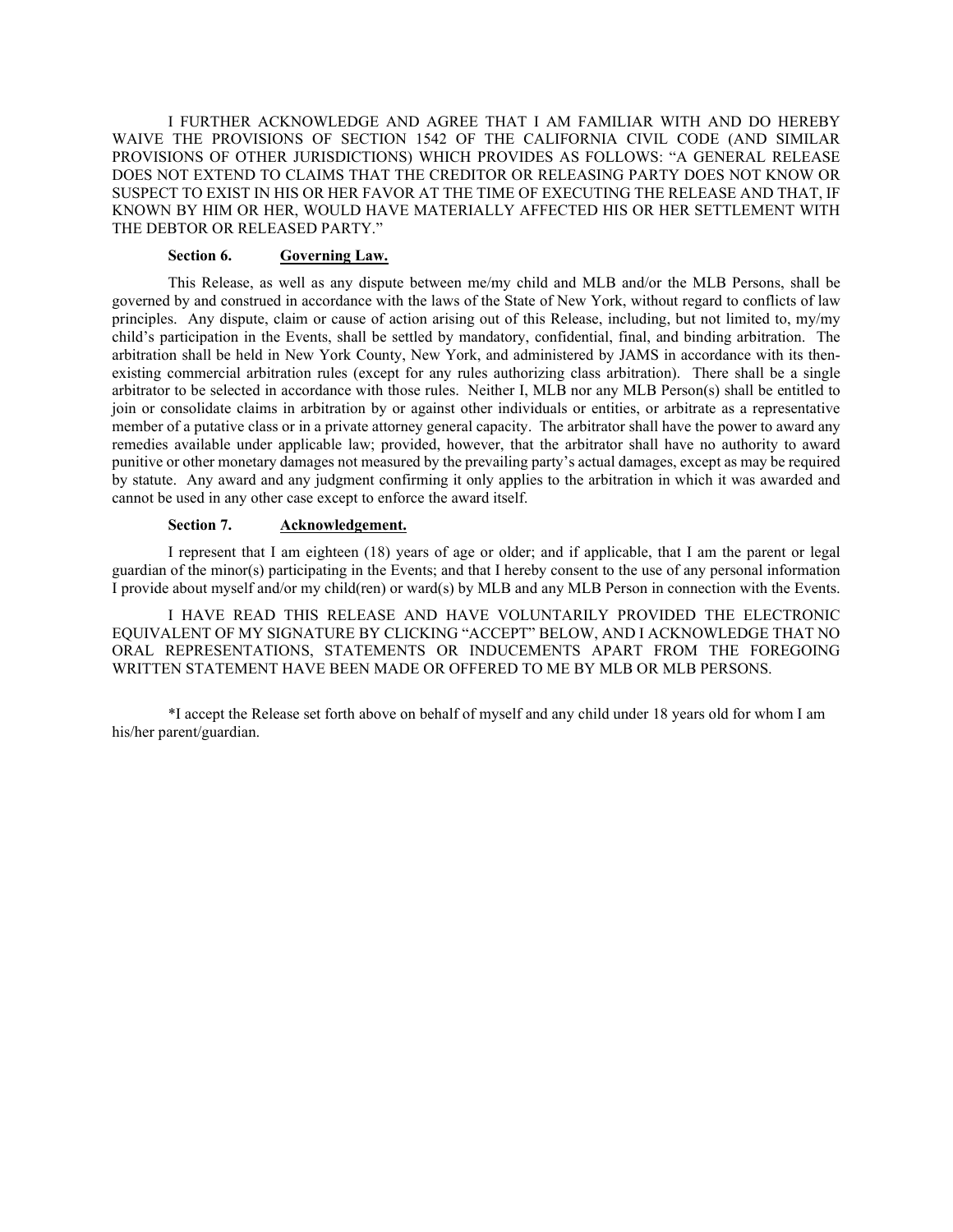I FURTHER ACKNOWLEDGE AND AGREE THAT I AM FAMILIAR WITH AND DO HEREBY WAIVE THE PROVISIONS OF SECTION 1542 OF THE CALIFORNIA CIVIL CODE (AND SIMILAR PROVISIONS OF OTHER JURISDICTIONS) WHICH PROVIDES AS FOLLOWS: "A GENERAL RELEASE DOES NOT EXTEND TO CLAIMS THAT THE CREDITOR OR RELEASING PARTY DOES NOT KNOW OR SUSPECT TO EXIST IN HIS OR HER FAVOR AT THE TIME OF EXECUTING THE RELEASE AND THAT, IF KNOWN BY HIM OR HER, WOULD HAVE MATERIALLY AFFECTED HIS OR HER SETTLEMENT WITH THE DEBTOR OR RELEASED PARTY."

**Section 6. Governing Law.**

This Release, as well as any dispute between me/my child and MLB and/or the MLB Persons, shall be governed by and construed in accordance with the laws of the State of New York, without regard to conflicts of law principles. Any dispute, claim or cause of action arising out of this Release, including, but not limited to, my/my child's participation in the Events, shall be settled by mandatory, confidential, final, and binding arbitration. The arbitration shall be held in New York County, New York, and administered by JAMS in accordance with its then-existing commercial arbitration rules (except for any rules authorizing class arbitration). There shall be a single arbitrator to be selected in accordance with those rules. Neither I, MLB nor any MLB Person(s) shall be entitled to join or consolidate claims in arbitration by or against other individuals or entities, or arbitrate as a representative member of a putative class or in a private attorney general capacity. The arbitrator shall have the power to award any remedies available under applicable law; provided, however, that the arbitrator shall have no authority to award punitive or other monetary damages not measured by the prevailing party's actual damages, except as may be required by statute. Any award and any judgment confirming it only applies to the arbitration in which it was awarded and cannot be used in any other case except to enforce the award itself.

**Section 7. Acknowledgement.**

I represent that I am eighteen (18) years of age or older; and if applicable, that I am the parent or legal guardian of the minor(s) participating in the Events; and that I hereby consent to the use of any personal information I provide about myself and/or my child(ren) or ward(s) by MLB and any MLB Person in connection with the Events.

I HAVE READ THIS RELEASE AND HAVE VOLUNTARILY PROVIDED THE ELECTRONIC EQUIVALENT OF MY SIGNATURE BY CLICKING "ACCEPT" BELOW, AND I ACKNOWLEDGE THAT NO ORAL REPRESENTATIONS, STATEMENTS OR INDUCEMENTS APART FROM THE FOREGOING WRITTEN STATEMENT HAVE BEEN MADE OR OFFERED TO ME BY MLB OR MLB PERSONS.

*I accept the Release set forth above on behalf of myself and any child under 18 years old for whom I am his/her parent/guardian.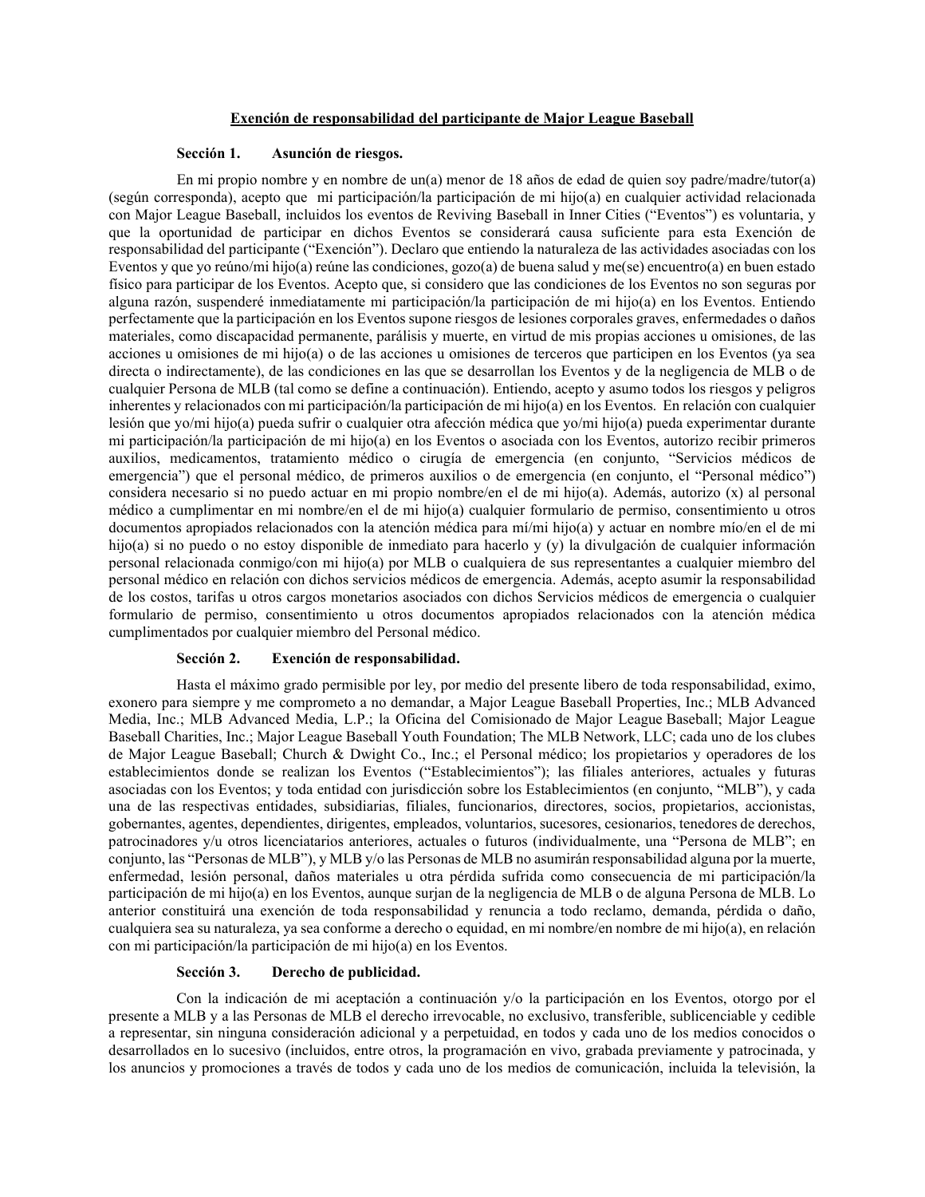## Exención de responsabilidad del participante de Major League Baseball

**Sección 1. Asunción de riesgos.**

En mi propio nombre y en nombre de un(a) menor de 18 años de edad de quien soy padre/madre/tutor(a) (según corresponda), acepto que mi participación/la participación de mi hijo(a) en cualquier actividad relacionada con Major League Baseball, incluidos los eventos de Reviving Baseball in Inner Cities ("Eventos") es voluntaria, y que la oportunidad de participar en dichos Eventos se considerará causa suficiente para esta Exención de responsabilidad del participante ("Exención"). Declaro que entiendo la naturaleza de las actividades asociadas con los Eventos y que yo reúno/mi hijo(a) reúne las condiciones, gozo(a) de buena salud y me(se) encuentro(a) en buen estado físico para participar de los Eventos. Acepto que, si considero que las condiciones de los Eventos no son seguras por alguna razón, suspenderé inmediatamente mi participación/la participación de mi hijo(a) en los Eventos. Entiendo perfectamente que la participación en los Eventos supone riesgos de lesiones corporales graves, enfermedades o daños materiales, como discapacidad permanente, parálisis y muerte, en virtud de mis propias acciones u omisiones, de las acciones u omisiones de mi hijo(a) o de las acciones u omisiones de terceros que participen en los Eventos (ya sea directa o indirectamente), de las condiciones en las que se desarrollan los Eventos y de la negligencia de MLB o de cualquier Persona de MLB (tal como se define a continuación). Entiendo, acepto y asumo todos los riesgos y peligros inherentes y relacionados con mi participación/la participación de mi hijo(a) en los Eventos. En relación con cualquier lesión que yo/mi hijo(a) pueda sufrir o cualquier otra afección médica que yo/mi hijo(a) pueda experimentar durante mi participación/la participación de mi hijo(a) en los Eventos o asociada con los Eventos, autorizo recibir primeros auxilios, medicamentos, tratamiento médico o cirugía de emergencia (en conjunto, "Servicios médicos de emergencia") que el personal médico, de primeros auxilios o de emergencia (en conjunto, el "Personal médico") considera necesario si no puedo actuar en mi propio nombre/en el de mi hijo(a). Además, autorizo (x) al personal médico a cumplimentar en mi nombre/en el de mi hijo(a) cualquier formulario de permiso, consentimiento u otros documentos apropiados relacionados con la atención médica para mí/mi hijo(a) y actuar en nombre mío/en el de mi hijo(a) si no puedo o no estoy disponible de inmediato para hacerlo y (y) la divulgación de cualquier información personal relacionada conmigo/con mi hijo(a) por MLB o cualquiera de sus representantes a cualquier miembro del personal médico en relación con dichos servicios médicos de emergencia. Además, acepto asumir la responsabilidad de los costos, tarifas u otros cargos monetarios asociados con dichos Servicios médicos de emergencia o cualquier formulario de permiso, consentimiento u otros documentos apropiados relacionados con la atención médica cumplimentados por cualquier miembro del Personal médico.

**Sección 2. Exención de responsabilidad.**

Hasta el máximo grado permisible por ley, por medio del presente libero de toda responsabilidad, eximo, exonero para siempre y me comprometo a no demandar, a Major League Baseball Properties, Inc.; MLB Advanced Media, Inc.; MLB Advanced Media, L.P.; la Oficina del Comisionado de Major League Baseball; Major League Baseball Charities, Inc.; Major League Baseball Youth Foundation; The MLB Network, LLC; cada uno de los clubes de Major League Baseball; Church & Dwight Co., Inc.; el Personal médico; los propietarios y operadores de los establecimientos donde se realizan los Eventos ("Establecimientos"); las filiales anteriores, actuales y futuras asociadas con los Eventos; y toda entidad con jurisdicción sobre los Establecimientos (en conjunto, "MLB"), y cada una de las respectivas entidades, subsidiarias, filiales, funcionarios, directores, socios, propietarios, accionistas, gobernantes, agentes, dependientes, dirigentes, empleados, voluntarios, sucesores, cesionarios, tenedores de derechos, patrocinadores y/u otros licenciatarios anteriores, actuales o futuros (individualmente, una "Persona de MLB"; en conjunto, las "Personas de MLB"), y MLB y/o las Personas de MLB no asumirán responsabilidad alguna por la muerte, enfermedad, lesión personal, daños materiales u otra pérdida sufrida como consecuencia de mi participación/la participación de mi hijo(a) en los Eventos, aunque surjan de la negligencia de MLB o de alguna Persona de MLB. Lo anterior constituirá una exención de toda responsabilidad y renuncia a todo reclamo, demanda, pérdida o daño, cualquiera sea su naturaleza, ya sea conforme a derecho o equidad, en mi nombre/en nombre de mi hijo(a), en relación con mi participación/la participación de mi hijo(a) en los Eventos.

**Sección 3. Derecho de publicidad.**

Con la indicación de mi aceptación a continuación y/o la participación en los Eventos, otorgo por el presente a MLB y a las Personas de MLB el derecho irrevocable, no exclusivo, transferible, sublicenciable y cedible a representar, sin ninguna consideración adicional y a perpetuidad, en todos y cada uno de los medios conocidos o desarrollados en lo sucesivo (incluidos, entre otros, la programación en vivo, grabada previamente y patrocinada, y los anuncios y promociones a través de todos y cada uno de los medios de comunicación, incluida la televisión, la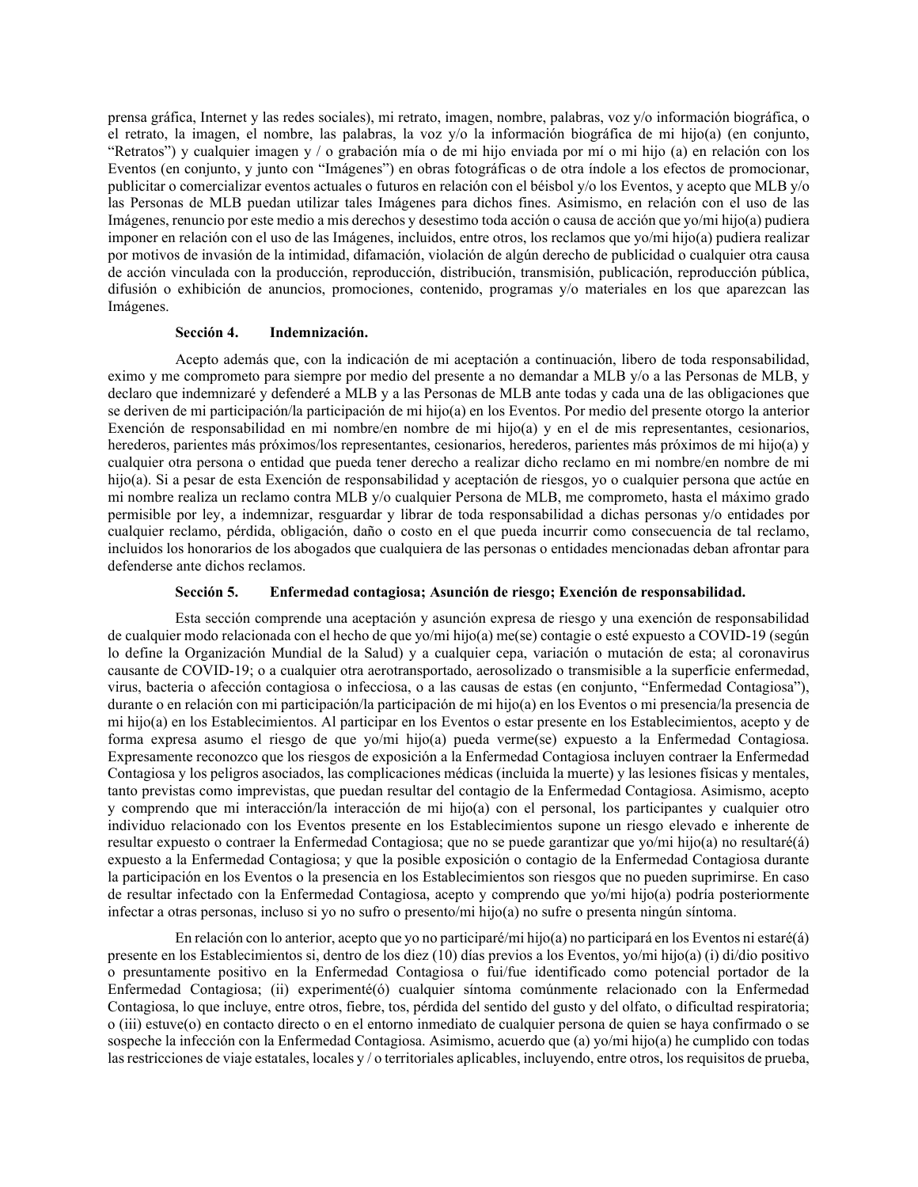prensa gráfica, Internet y las redes sociales), mi retrato, imagen, nombre, palabras, voz y/o información biográfica, o el retrato, la imagen, el nombre, las palabras, la voz y/o la información biográfica de mi hijo(a) (en conjunto, "Retratos") y cualquier imagen y / o grabación mía o de mi hijo enviada por mí o mi hijo (a) en relación con los Eventos (en conjunto, y junto con "Imágenes") en obras fotográficas o de otra índole a los efectos de promocionar, publicitar o comercializar eventos actuales o futuros en relación con el béisbol y/o los Eventos, y acepto que MLB y/o las Personas de MLB puedan utilizar tales Imágenes para dichos fines. Asimismo, en relación con el uso de las Imágenes, renuncio por este medio a mis derechos y desestimo toda acción o causa de acción que yo/mi hijo(a) pudiera imponer en relación con el uso de las Imágenes, incluidos, entre otros, los reclamos que yo/mi hijo(a) pudiera realizar por motivos de invasión de la intimidad, difamación, violación de algún derecho de publicidad o cualquier otra causa de acción vinculada con la producción, reproducción, distribución, transmisión, publicación, reproducción pública, difusión o exhibición de anuncios, promociones, contenido, programas y/o materiales en los que aparezcan las Imágenes.

**Sección 4. Indemnización.**

Acepto además que, con la indicación de mi aceptación a continuación, libero de toda responsabilidad, eximo y me comprometo para siempre por medio del presente a no demandar a MLB y/o a las Personas de MLB, y declaro que indemnizaré y defenderé a MLB y a las Personas de MLB ante todas y cada una de las obligaciones que se deriven de mi participación/la participación de mi hijo(a) en los Eventos. Por medio del presente otorgo la anterior Exención de responsabilidad en mi nombre/en nombre de mi hijo(a) y en el de mis representantes, cesionarios, herederos, parientes más próximos/los representantes, cesionarios, herederos, parientes más próximos de mi hijo(a) y cualquier otra persona o entidad que pueda tener derecho a realizar dicho reclamo en mi nombre/en nombre de mi hijo(a). Si a pesar de esta Exención de responsabilidad y aceptación de riesgos, yo o cualquier persona que actúe en mi nombre realiza un reclamo contra MLB y/o cualquier Persona de MLB, me comprometo, hasta el máximo grado permisible por ley, a indemnizar, resguardar y librar de toda responsabilidad a dichas personas y/o entidades por cualquier reclamo, pérdida, obligación, daño o costo en el que pueda incurrir como consecuencia de tal reclamo, incluidos los honorarios de los abogados que cualquiera de las personas o entidades mencionadas deban afrontar para defenderse ante dichos reclamos.

**Sección 5. Enfermedad contagiosa; Asunción de riesgo; Exención de responsabilidad.**

Esta sección comprende una aceptación y asunción expresa de riesgo y una exención de responsabilidad de cualquier modo relacionada con el hecho de que yo/mi hijo(a) me(se) contagie o esté expuesto a COVID-19 (según lo define la Organización Mundial de la Salud) y a cualquier cepa, variación o mutación de esta; al coronavirus causante de COVID-19; o a cualquier otra aerotransportado, aerosolizado o transmisible a la superficie enfermedad, virus, bacteria o afección contagiosa o infecciosa, o a las causas de estas (en conjunto, "Enfermedad Contagiosa"), durante o en relación con mi participación/la participación de mi hijo(a) en los Eventos o mi presencia/la presencia de mi hijo(a) en los Establecimientos. Al participar en los Eventos o estar presente en los Establecimientos, acepto y de forma expresa asumo el riesgo de que yo/mi hijo(a) pueda verme(se) expuesto a la Enfermedad Contagiosa. Expresamente reconozco que los riesgos de exposición a la Enfermedad Contagiosa incluyen contraer la Enfermedad Contagiosa y los peligros asociados, las complicaciones médicas (incluida la muerte) y las lesiones físicas y mentales, tanto previstas como imprevistas, que puedan resultar del contagio de la Enfermedad Contagiosa. Asimismo, acepto y comprendo que mi interacción/la interacción de mi hijo(a) con el personal, los participantes y cualquier otro individuo relacionado con los Eventos presente en los Establecimientos supone un riesgo elevado e inherente de resultar expuesto o contraer la Enfermedad Contagiosa; que no se puede garantizar que yo/mi hijo(a) no resultaré(á) expuesto a la Enfermedad Contagiosa; y que la posible exposición o contagio de la Enfermedad Contagiosa durante la participación en los Eventos o la presencia en los Establecimientos son riesgos que no pueden suprimirse. En caso de resultar infectado con la Enfermedad Contagiosa, acepto y comprendo que yo/mi hijo(a) podría posteriormente infectar a otras personas, incluso si yo no sufro o presento/mi hijo(a) no sufre o presenta ningún síntoma.

En relación con lo anterior, acepto que yo no participaré/mi hijo(a) no participará en los Eventos ni estaré(á) presente en los Establecimientos si, dentro de los diez (10) días previos a los Eventos, yo/mi hijo(a) (i) di/dio positivo o presuntamente positivo en la Enfermedad Contagiosa o fui/fue identificado como potencial portador de la Enfermedad Contagiosa; (ii) experimenté(ó) cualquier síntoma comúnmente relacionado con la Enfermedad Contagiosa, lo que incluye, entre otros, fiebre, tos, pérdida del sentido del gusto y del olfato, o dificultad respiratoria; o (iii) estuve(o) en contacto directo o en el entorno inmediato de cualquier persona de quien se haya confirmado o se sospeche la infección con la Enfermedad Contagiosa. Asimismo, acuerdo que (a) yo/mi hijo(a) he cumplido con todas las restricciones de viaje estatales, locales y / o territoriales aplicables, incluyendo, entre otros, los requisitos de prueba,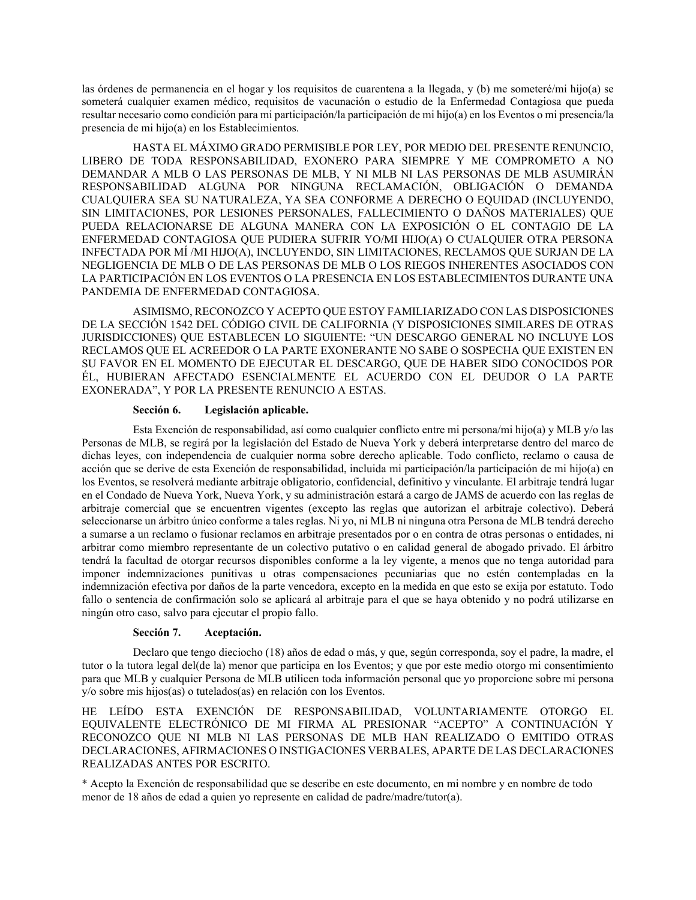las órdenes de permanencia en el hogar y los requisitos de cuarentena a la llegada, y (b) me someteré/mi hijo(a) se someterá cualquier examen médico, requisitos de vacunación o estudio de la Enfermedad Contagiosa que pueda resultar necesario como condición para mi participación/la participación de mi hijo(a) en los Eventos o mi presencia/la presencia de mi hijo(a) en los Establecimientos.

HASTA EL MÁXIMO GRADO PERMISIBLE POR LEY, POR MEDIO DEL PRESENTE RENUNCIO, LIBERO DE TODA RESPONSABILIDAD, EXONERO PARA SIEMPRE Y ME COMPROMETO A NO DEMANDAR A MLB O LAS PERSONAS DE MLB, Y NI MLB NI LAS PERSONAS DE MLB ASUMIRÁN RESPONSABILIDAD ALGUNA POR NINGUNA RECLAMACIÓN, OBLIGACIÓN O DEMANDA CUALQUIERA SEA SU NATURALEZA, YA SEA CONFORME A DERECHO O EQUIDAD (INCLUYENDO, SIN LIMITACIONES, POR LESIONES PERSONALES, FALLECIMIENTO O DAÑOS MATERIALES) QUE PUEDA RELACIONARSE DE ALGUNA MANERA CON LA EXPOSICIÓN O EL CONTAGIO DE LA ENFERMEDAD CONTAGIOSA QUE PUDIERA SUFRIR YO/MI HIJO(A) O CUALQUIER OTRA PERSONA INFECTADA POR MÍ /MI HIJO(A), INCLUYENDO, SIN LIMITACIONES, RECLAMOS QUE SURJAN DE LA NEGLIGENCIA DE MLB O DE LAS PERSONAS DE MLB O LOS RIEGOS INHERENTES ASOCIADOS CON LA PARTICIPACIÓN EN LOS EVENTOS O LA PRESENCIA EN LOS ESTABLECIMIENTOS DURANTE UNA PANDEMIA DE ENFERMEDAD CONTAGIOSA.

ASIMISMO, RECONOZCO Y ACEPTO QUE ESTOY FAMILIARIZADO CON LAS DISPOSICIONES DE LA SECCIÓN 1542 DEL CÓDIGO CIVIL DE CALIFORNIA (Y DISPOSICIONES SIMILARES DE OTRAS JURISDICCIONES) QUE ESTABLECEN LO SIGUIENTE: "UN DESCARGO GENERAL NO INCLUYE LOS RECLAMOS QUE EL ACREEDOR O LA PARTE EXONERANTE NO SABE O SOSPECHA QUE EXISTEN EN SU FAVOR EN EL MOMENTO DE EJECUTAR EL DESCARGO, QUE DE HABER SIDO CONOCIDOS POR ÉL, HUBIERAN AFECTADO ESENCIALMENTE EL ACUERDO CON EL DEUDOR O LA PARTE EXONERADA", Y POR LA PRESENTE RENUNCIO A ESTAS.

**Sección 6. Legislación aplicable.**

Esta Exención de responsabilidad, así como cualquier conflicto entre mi persona/mi hijo(a) y MLB y/o las Personas de MLB, se regirá por la legislación del Estado de Nueva York y deberá interpretarse dentro del marco de dichas leyes, con independencia de cualquier norma sobre derecho aplicable. Todo conflicto, reclamo o causa de acción que se derive de esta Exención de responsabilidad, incluida mi participación/la participación de mi hijo(a) en los Eventos, se resolverá mediante arbitraje obligatorio, confidencial, definitivo y vinculante. El arbitraje tendrá lugar en el Condado de Nueva York, Nueva York, y su administración estará a cargo de JAMS de acuerdo con las reglas de arbitraje comercial que se encuentren vigentes (excepto las reglas que autorizan el arbitraje colectivo). Deberá seleccionarse un árbitro único conforme a tales reglas. Ni yo, ni MLB ni ninguna otra Persona de MLB tendrá derecho a sumarse a un reclamo o fusionar reclamos en arbitraje presentados por o en contra de otras personas o entidades, ni arbitrar como miembro representante de un colectivo putativo o en calidad general de abogado privado. El árbitro tendrá la facultad de otorgar recursos disponibles conforme a la ley vigente, a menos que no tenga autoridad para imponer indemnizaciones punitivas u otras compensaciones pecuniarias que no estén contempladas en la indemnización efectiva por daños de la parte vencedora, excepto en la medida en que esto se exija por estatuto. Todo fallo o sentencia de confirmación solo se aplicará al arbitraje para el que se haya obtenido y no podrá utilizarse en ningún otro caso, salvo para ejecutar el propio fallo.

**Sección 7. Aceptación.**

Declaro que tengo dieciocho (18) años de edad o más, y que, según corresponda, soy el padre, la madre, el tutor o la tutora legal del(de la) menor que participa en los Eventos; y que por este medio otorgo mi consentimiento para que MLB y cualquier Persona de MLB utilicen toda información personal que yo proporcione sobre mi persona y/o sobre mis hijos(as) o tutelados(as) en relación con los Eventos.

HE LEÍDO ESTA EXENCIÓN DE RESPONSABILIDAD, VOLUNTARIAMENTE OTORGO EL EQUIVALENTE ELECTRÓNICO DE MI FIRMA AL PRESIONAR "ACEPTO" A CONTINUACIÓN Y RECONOZCO QUE NI MLB NI LAS PERSONAS DE MLB HAN REALIZADO O EMITIDO OTRAS DECLARACIONES, AFIRMACIONES O INSTIGACIONES VERBALES, APARTE DE LAS DECLARACIONES REALIZADAS ANTES POR ESCRITO.

* Acepto la Exención de responsabilidad que se describe en este documento, en mi nombre y en nombre de todo menor de 18 años de edad a quien yo represente en calidad de padre/madre/tutor(a).